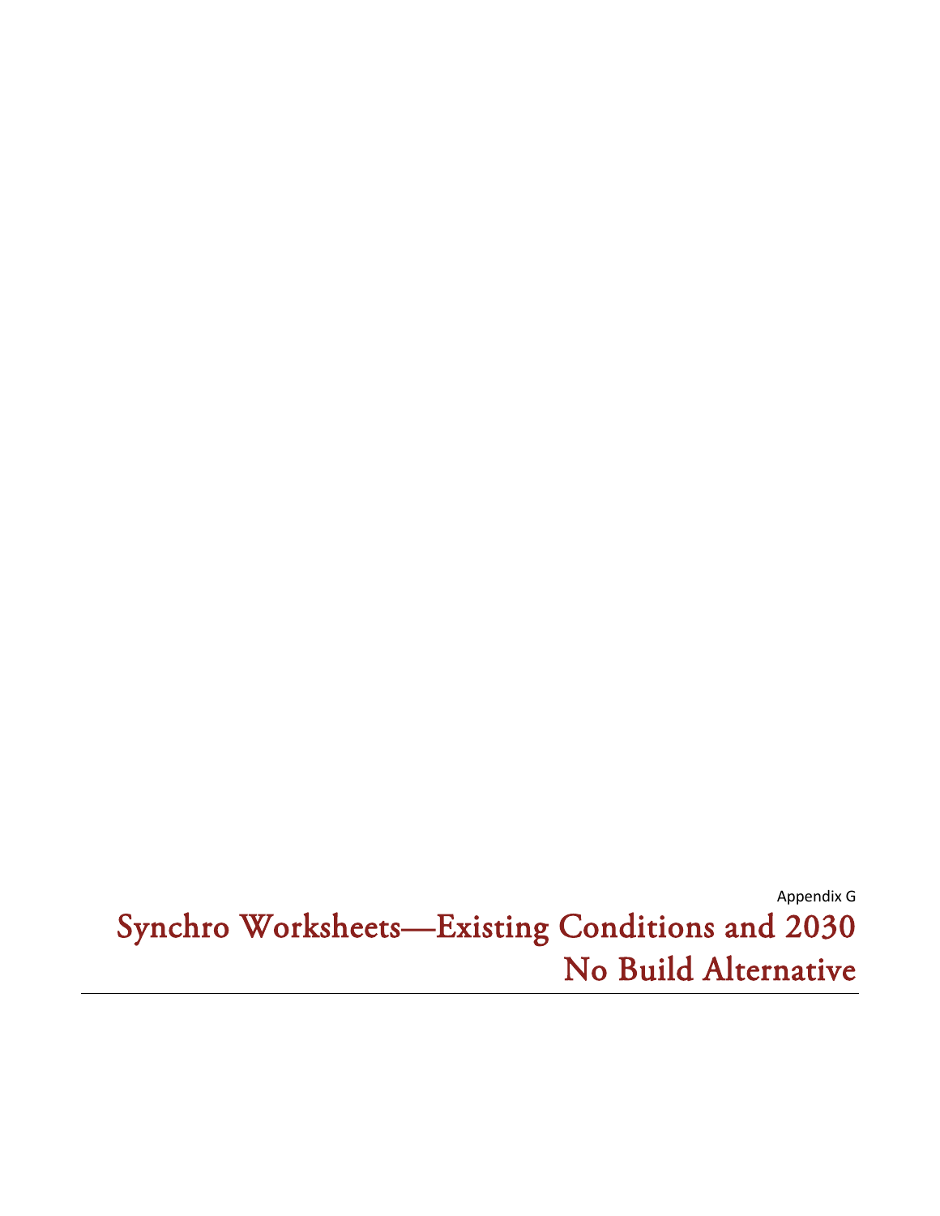Appendix G

# Synchro Worksheets—Existing Conditions and 2030 No Build Alternative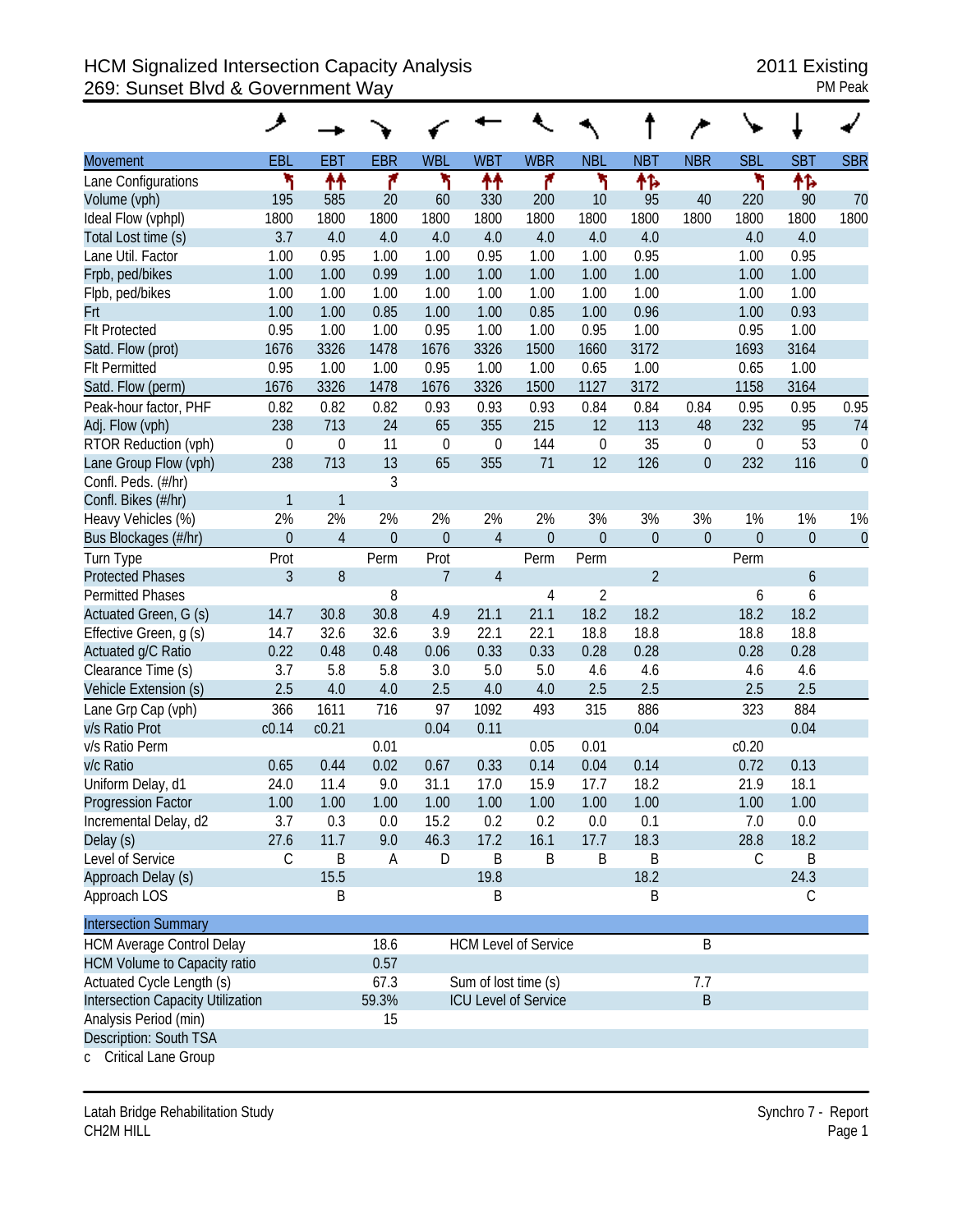# HCM Signalized Intersection Capacity Analysis
## 269: Sunset Blvd & Government Way

2011 Existing
PM Peak

| Movement | EBL | EBT | EBR | WBL | WBT | WBR | NBL | NBT | NBR | SBL | SBT | SBR |
|---|---|---|---|---|---|---|---|---|---|---|---|---|
| Lane Configurations | ↰ | ↑↑ | ↱ | ↰ | ↑↑ | ↱ | ↰ | ↑↱ | | ↰ | ↑↱ | |
| Volume (vph) | 195 | 585 | 20 | 60 | 330 | 200 | 10 | 95 | 40 | 220 | 90 | 70 |
| Ideal Flow (vphpl) | 1800 | 1800 | 1800 | 1800 | 1800 | 1800 | 1800 | 1800 | 1800 | 1800 | 1800 | 1800 |
| Total Lost time (s) | 3.7 | 4.0 | 4.0 | 4.0 | 4.0 | 4.0 | 4.0 | 4.0 | | 4.0 | 4.0 | |
| Lane Util. Factor | 1.00 | 0.95 | 1.00 | 1.00 | 0.95 | 1.00 | 1.00 | 0.95 | | 1.00 | 0.95 | |
| Frpb, ped/bikes | 1.00 | 1.00 | 0.99 | 1.00 | 1.00 | 1.00 | 1.00 | 1.00 | | 1.00 | 1.00 | |
| Flpb, ped/bikes | 1.00 | 1.00 | 1.00 | 1.00 | 1.00 | 1.00 | 1.00 | 1.00 | | 1.00 | 1.00 | |
| Frt | 1.00 | 1.00 | 0.85 | 1.00 | 1.00 | 0.85 | 1.00 | 0.96 | | 1.00 | 0.93 | |
| Flt Protected | 0.95 | 1.00 | 1.00 | 0.95 | 1.00 | 1.00 | 0.95 | 1.00 | | 0.95 | 1.00 | |
| Satd. Flow (prot) | 1676 | 3326 | 1478 | 1676 | 3326 | 1500 | 1660 | 3172 | | 1693 | 3164 | |
| Flt Permitted | 0.95 | 1.00 | 1.00 | 0.95 | 1.00 | 1.00 | 0.65 | 1.00 | | 0.65 | 1.00 | |
| Satd. Flow (perm) | 1676 | 3326 | 1478 | 1676 | 3326 | 1500 | 1127 | 3172 | | 1158 | 3164 | |
| Peak-hour factor, PHF | 0.82 | 0.82 | 0.82 | 0.93 | 0.93 | 0.93 | 0.84 | 0.84 | 0.84 | 0.95 | 0.95 | 0.95 |
| Adj. Flow (vph) | 238 | 713 | 24 | 65 | 355 | 215 | 12 | 113 | 48 | 232 | 95 | 74 |
| RTOR Reduction (vph) | 0 | 0 | 11 | 0 | 0 | 144 | 0 | 35 | 0 | 0 | 53 | 0 |
| Lane Group Flow (vph) | 238 | 713 | 13 | 65 | 355 | 71 | 12 | 126 | 0 | 232 | 116 | 0 |
| Confl. Peds. (#/hr) | | | 3 | | | | | | | | | |
| Confl. Bikes (#/hr) | 1 | 1 | | | | | | | | | | |
| Heavy Vehicles (%) | 2% | 2% | 2% | 2% | 2% | 2% | 3% | 3% | 3% | 1% | 1% | 1% |
| Bus Blockages (#/hr) | 0 | 4 | 0 | 0 | 4 | 0 | 0 | 0 | 0 | 0 | 0 | 0 |
| Turn Type | Prot | | Perm | Prot | | Perm | Perm | | | Perm | | |
| Protected Phases | 3 | 8 | | 7 | 4 | | | 2 | | | 6 | |
| Permitted Phases | | | 8 | | | 4 | 2 | | | 6 | 6 | |
| Actuated Green, G (s) | 14.7 | 30.8 | 30.8 | 4.9 | 21.1 | 21.1 | 18.2 | 18.2 | | 18.2 | 18.2 | |
| Effective Green, g (s) | 14.7 | 32.6 | 32.6 | 3.9 | 22.1 | 22.1 | 18.8 | 18.8 | | 18.8 | 18.8 | |
| Actuated g/C Ratio | 0.22 | 0.48 | 0.48 | 0.06 | 0.33 | 0.33 | 0.28 | 0.28 | | 0.28 | 0.28 | |
| Clearance Time (s) | 3.7 | 5.8 | 5.8 | 3.0 | 5.0 | 5.0 | 4.6 | 4.6 | | 4.6 | 4.6 | |
| Vehicle Extension (s) | 2.5 | 4.0 | 4.0 | 2.5 | 4.0 | 4.0 | 2.5 | 2.5 | | 2.5 | 2.5 | |
| Lane Grp Cap (vph) | 366 | 1611 | 716 | 97 | 1092 | 493 | 315 | 886 | | 323 | 884 | |
| v/s Ratio Prot | c0.14 | c0.21 | | 0.04 | 0.11 | | | 0.04 | | | 0.04 | |
| v/s Ratio Perm | | | 0.01 | | | 0.05 | 0.01 | | | c0.20 | | |
| v/c Ratio | 0.65 | 0.44 | 0.02 | 0.67 | 0.33 | 0.14 | 0.04 | 0.14 | | 0.72 | 0.13 | |
| Uniform Delay, d1 | 24.0 | 11.4 | 9.0 | 31.1 | 17.0 | 15.9 | 17.7 | 18.2 | | 21.9 | 18.1 | |
| Progression Factor | 1.00 | 1.00 | 1.00 | 1.00 | 1.00 | 1.00 | 1.00 | 1.00 | | 1.00 | 1.00 | |
| Incremental Delay, d2 | 3.7 | 0.3 | 0.0 | 15.2 | 0.2 | 0.2 | 0.0 | 0.1 | | 7.0 | 0.0 | |
| Delay (s) | 27.6 | 11.7 | 9.0 | 46.3 | 17.2 | 16.1 | 17.7 | 18.3 | | 28.8 | 18.2 | |
| Level of Service | C | B | A | D | B | B | B | B | | C | B | |
| Approach Delay (s) | | 15.5 | | | 19.8 | | | 18.2 | | | 24.3 | |
| Approach LOS | | B | | | B | | | B | | | C | |

| Intersection Summary | | | |
|---|---|---|---|
| HCM Average Control Delay | 18.6 | HCM Level of Service | B |
| HCM Volume to Capacity ratio | 0.57 | | |
| Actuated Cycle Length (s) | 67.3 | Sum of lost time (s) | 7.7 |
| Intersection Capacity Utilization | 59.3% | ICU Level of Service | B |
| Analysis Period (min) | 15 | | |
| Description: South TSA | | | |

c Critical Lane Group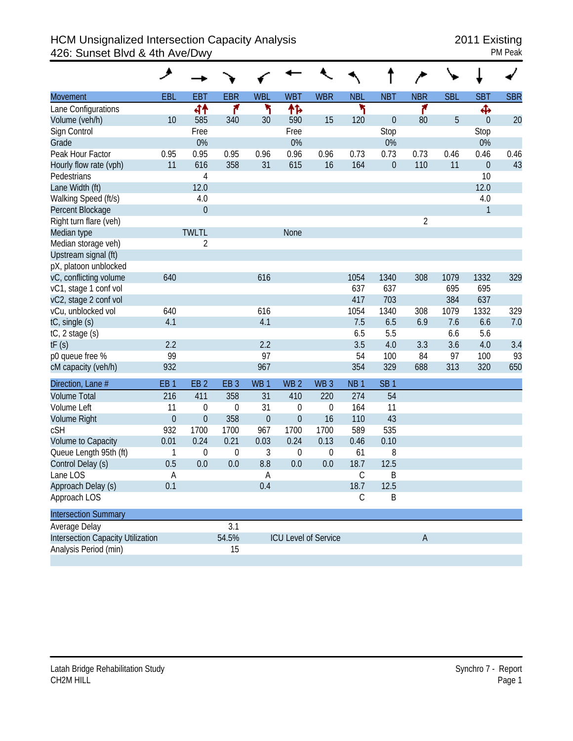# HCM Unsignalized Intersection Capacity Analysis
## 426: Sunset Blvd & 4th Ave/Dwy

2011 Existing
PM Peak

| Movement | EBL | EBT | EBR | WBL | WBT | WBR | NBL | NBT | NBR | SBL | SBT | SBR |
|---|---|---|---|---|---|---|---|---|---|---|---|---|
| Lane Configurations | | ↰↑ | ↱ | ↰ | ↑↱ | | ↰ | | ↱ | | ✣ | |
| Volume (veh/h) | 10 | 585 | 340 | 30 | 590 | 15 | 120 | 0 | 80 | 5 | 0 | 20 |
| Sign Control | | Free | | | Free | | | Stop | | | Stop | |
| Grade | | 0% | | | 0% | | | 0% | | | 0% | |
| Peak Hour Factor | 0.95 | 0.95 | 0.95 | 0.96 | 0.96 | 0.96 | 0.73 | 0.73 | 0.73 | 0.46 | 0.46 | 0.46 |
| Hourly flow rate (vph) | 11 | 616 | 358 | 31 | 615 | 16 | 164 | 0 | 110 | 11 | 0 | 43 |
| Pedestrians | | 4 | | | | | | | | | 10 | |
| Lane Width (ft) | | 12.0 | | | | | | | | | 12.0 | |
| Walking Speed (ft/s) | | 4.0 | | | | | | | | | 4.0 | |
| Percent Blockage | | 0 | | | | | | | | | 1 | |
| Right turn flare (veh) | | | | | | | | | 2 | | | |
| Median type | | TWLTL | | | None | | | | | | | |
| Median storage veh) | | 2 | | | | | | | | | | |
| Upstream signal (ft) | | | | | | | | | | | | |
| pX, platoon unblocked | | | | | | | | | | | | |
| vC, conflicting volume | 640 | | | 616 | | | 1054 | 1340 | 308 | 1079 | 1332 | 329 |
| vC1, stage 1 conf vol | | | | | | | 637 | 637 | | 695 | 695 | |
| vC2, stage 2 conf vol | | | | | | | 417 | 703 | | 384 | 637 | |
| vCu, unblocked vol | 640 | | | 616 | | | 1054 | 1340 | 308 | 1079 | 1332 | 329 |
| tC, single (s) | 4.1 | | | 4.1 | | | 7.5 | 6.5 | 6.9 | 7.6 | 6.6 | 7.0 |
| tC, 2 stage (s) | | | | | | | 6.5 | 5.5 | | 6.6 | 5.6 | |
| tF (s) | 2.2 | | | 2.2 | | | 3.5 | 4.0 | 3.3 | 3.6 | 4.0 | 3.4 |
| p0 queue free % | 99 | | | 97 | | | 54 | 100 | 84 | 97 | 100 | 93 |
| cM capacity (veh/h) | 932 | | | 967 | | | 354 | 329 | 688 | 313 | 320 | 650 |

| Direction, Lane # | EB 1 | EB 2 | EB 3 | WB 1 | WB 2 | WB 3 | NB 1 | SB 1 |
|---|---|---|---|---|---|---|---|---|
| Volume Total | 216 | 411 | 358 | 31 | 410 | 220 | 274 | 54 |
| Volume Left | 11 | 0 | 0 | 31 | 0 | 0 | 164 | 11 |
| Volume Right | 0 | 0 | 358 | 0 | 0 | 16 | 110 | 43 |
| cSH | 932 | 1700 | 1700 | 967 | 1700 | 1700 | 589 | 535 |
| Volume to Capacity | 0.01 | 0.24 | 0.21 | 0.03 | 0.24 | 0.13 | 0.46 | 0.10 |
| Queue Length 95th (ft) | 1 | 0 | 0 | 3 | 0 | 0 | 61 | 8 |
| Control Delay (s) | 0.5 | 0.0 | 0.0 | 8.8 | 0.0 | 0.0 | 18.7 | 12.5 |
| Lane LOS | A | | | A | | | C | B |
| Approach Delay (s) | 0.1 | | | 0.4 | | | 18.7 | 12.5 |
| Approach LOS | | | | | | | C | B |

| Intersection Summary | | | |
|---|---|---|---|
| Average Delay | 3.1 | | |
| Intersection Capacity Utilization | 54.5% | ICU Level of Service | A |
| Analysis Period (min) | 15 | | |

Latah Bridge Rehabilitation Study
CH2M HILL

Synchro 7 - Report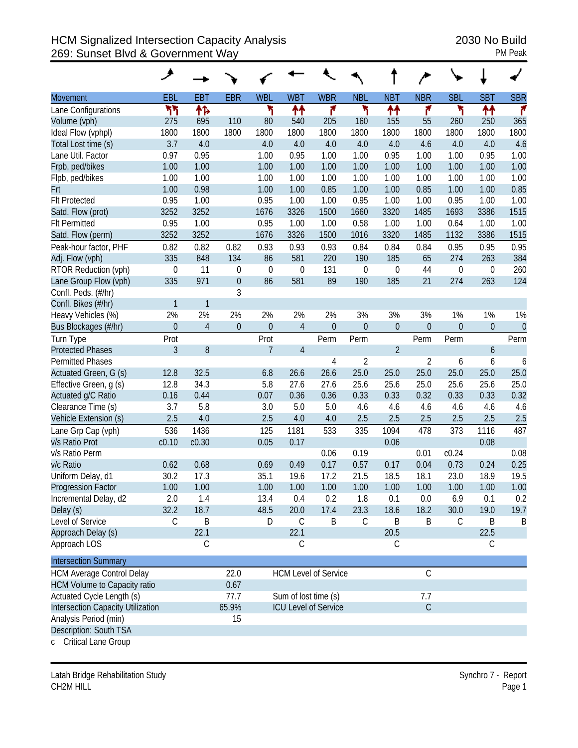# HCM Signalized Intersection Capacity Analysis
## 269: Sunset Blvd & Government Way

2030 No Build
PM Peak

| Movement | EBL | EBT | EBR | WBL | WBT | WBR | NBL | NBT | NBR | SBL | SBT | SBR |
|---|---|---|---|---|---|---|---|---|---|---|---|---|
| Lane Configurations | ↰↰ | ↑↑↱ | | ↰ | ↑↑ | ↱ | ↰ | ↑↑ | ↱ | ↰ | ↑↑ | ↱ |
| Volume (vph) | 275 | 695 | 110 | 80 | 540 | 205 | 160 | 155 | 55 | 260 | 250 | 365 |
| Ideal Flow (vphpl) | 1800 | 1800 | 1800 | 1800 | 1800 | 1800 | 1800 | 1800 | 1800 | 1800 | 1800 | 1800 |
| Total Lost time (s) | 3.7 | 4.0 | | 4.0 | 4.0 | 4.0 | 4.0 | 4.0 | 4.6 | 4.0 | 4.0 | 4.6 |
| Lane Util. Factor | 0.97 | 0.95 | | 1.00 | 0.95 | 1.00 | 1.00 | 0.95 | 1.00 | 1.00 | 0.95 | 1.00 |
| Frpb, ped/bikes | 1.00 | 1.00 | | 1.00 | 1.00 | 1.00 | 1.00 | 1.00 | 1.00 | 1.00 | 1.00 | 1.00 |
| Flpb, ped/bikes | 1.00 | 1.00 | | 1.00 | 1.00 | 1.00 | 1.00 | 1.00 | 1.00 | 1.00 | 1.00 | 1.00 |
| Frt | 1.00 | 0.98 | | 1.00 | 1.00 | 0.85 | 1.00 | 1.00 | 0.85 | 1.00 | 1.00 | 0.85 |
| Flt Protected | 0.95 | 1.00 | | 0.95 | 1.00 | 1.00 | 0.95 | 1.00 | 1.00 | 0.95 | 1.00 | 1.00 |
| Satd. Flow (prot) | 3252 | 3252 | | 1676 | 3326 | 1500 | 1660 | 3320 | 1485 | 1693 | 3386 | 1515 |
| Flt Permitted | 0.95 | 1.00 | | 0.95 | 1.00 | 1.00 | 0.58 | 1.00 | 1.00 | 0.64 | 1.00 | 1.00 |
| Satd. Flow (perm) | 3252 | 3252 | | 1676 | 3326 | 1500 | 1016 | 3320 | 1485 | 1132 | 3386 | 1515 |
| Peak-hour factor, PHF | 0.82 | 0.82 | 0.82 | 0.93 | 0.93 | 0.93 | 0.84 | 0.84 | 0.84 | 0.95 | 0.95 | 0.95 |
| Adj. Flow (vph) | 335 | 848 | 134 | 86 | 581 | 220 | 190 | 185 | 65 | 274 | 263 | 384 |
| RTOR Reduction (vph) | 0 | 11 | 0 | 0 | 0 | 131 | 0 | 0 | 44 | 0 | 0 | 260 |
| Lane Group Flow (vph) | 335 | 971 | 0 | 86 | 581 | 89 | 190 | 185 | 21 | 274 | 263 | 124 |
| Confl. Peds. (#/hr) | | | 3 | | | | | | | | | |
| Confl. Bikes (#/hr) | 1 | 1 | | | | | | | | | | |
| Heavy Vehicles (%) | 2% | 2% | 2% | 2% | 2% | 2% | 3% | 3% | 3% | 1% | 1% | 1% |
| Bus Blockages (#/hr) | 0 | 4 | 0 | 0 | 4 | 0 | 0 | 0 | 0 | 0 | 0 | 0 |
| Turn Type | Prot | | | Prot | | Perm | Perm | | Perm | Perm | | Perm |
| Protected Phases | 3 | 8 | | 7 | 4 | | | 2 | | | 6 | |
| Permitted Phases | | | | | | 4 | 2 | | 2 | 6 | 6 | 6 |
| Actuated Green, G (s) | 12.8 | 32.5 | | 6.8 | 26.6 | 26.6 | 25.0 | 25.0 | 25.0 | 25.0 | 25.0 | 25.0 |
| Effective Green, g (s) | 12.8 | 34.3 | | 5.8 | 27.6 | 27.6 | 25.6 | 25.6 | 25.0 | 25.6 | 25.6 | 25.0 |
| Actuated g/C Ratio | 0.16 | 0.44 | | 0.07 | 0.36 | 0.36 | 0.33 | 0.33 | 0.32 | 0.33 | 0.33 | 0.32 |
| Clearance Time (s) | 3.7 | 5.8 | | 3.0 | 5.0 | 5.0 | 4.6 | 4.6 | 4.6 | 4.6 | 4.6 | 4.6 |
| Vehicle Extension (s) | 2.5 | 4.0 | | 2.5 | 4.0 | 4.0 | 2.5 | 2.5 | 2.5 | 2.5 | 2.5 | 2.5 |
| Lane Grp Cap (vph) | 536 | 1436 | | 125 | 1181 | 533 | 335 | 1094 | 478 | 373 | 1116 | 487 |
| v/s Ratio Prot | c0.10 | c0.30 | | 0.05 | 0.17 | | | 0.06 | | | 0.08 | |
| v/s Ratio Perm | | | | | | 0.06 | 0.19 | | 0.01 | c0.24 | | 0.08 |
| v/c Ratio | 0.62 | 0.68 | | 0.69 | 0.49 | 0.17 | 0.57 | 0.17 | 0.04 | 0.73 | 0.24 | 0.25 |
| Uniform Delay, d1 | 30.2 | 17.3 | | 35.1 | 19.6 | 17.2 | 21.5 | 18.5 | 18.1 | 23.0 | 18.9 | 19.5 |
| Progression Factor | 1.00 | 1.00 | | 1.00 | 1.00 | 1.00 | 1.00 | 1.00 | 1.00 | 1.00 | 1.00 | 1.00 |
| Incremental Delay, d2 | 2.0 | 1.4 | | 13.4 | 0.4 | 0.2 | 1.8 | 0.1 | 0.0 | 6.9 | 0.1 | 0.2 |
| Delay (s) | 32.2 | 18.7 | | 48.5 | 20.0 | 17.4 | 23.3 | 18.6 | 18.2 | 30.0 | 19.0 | 19.7 |
| Level of Service | C | B | | D | C | B | C | B | B | C | B | B |
| Approach Delay (s) | | 22.1 | | | 22.1 | | | 20.5 | | | 22.5 | |
| Approach LOS | | C | | | C | | | C | | | C | |

| Intersection Summary | | | |
|---|---|---|---|
| HCM Average Control Delay | 22.0 | HCM Level of Service | C |
| HCM Volume to Capacity ratio | 0.67 | | |
| Actuated Cycle Length (s) | 77.7 | Sum of lost time (s) | 7.7 |
| Intersection Capacity Utilization | 65.9% | ICU Level of Service | C |
| Analysis Period (min) | 15 | | |
| Description: South TSA | | | |

c Critical Lane Group

Latah Bridge Rehabilitation Study
CH2M HILL

Synchro 7 - Report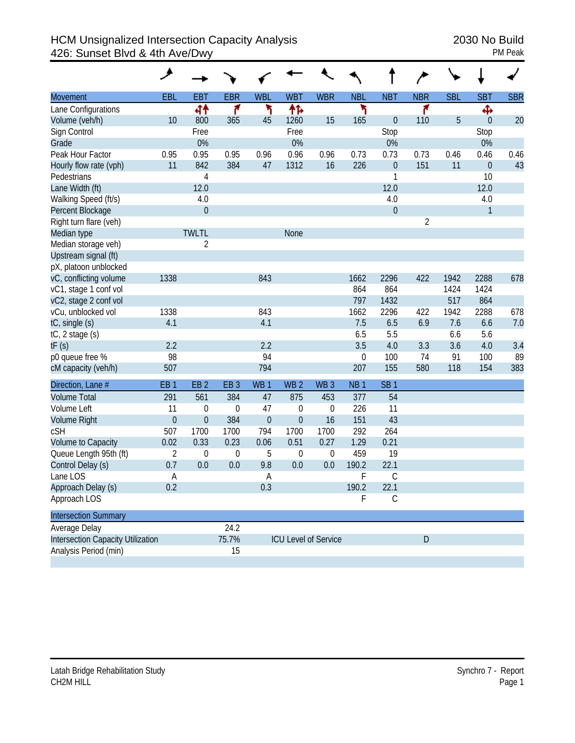# HCM Unsignalized Intersection Capacity Analysis
## 426: Sunset Blvd & 4th Ave/Dwy

2030 No Build
PM Peak

| Movement | EBL | EBT | EBR | WBL | WBT | WBR | NBL | NBT | NBR | SBL | SBT | SBR |
|---|---|---|---|---|---|---|---|---|---|---|---|---|
| Lane Configurations | | | | | | | | | | | | |
| Volume (veh/h) | 10 | 800 | 365 | 45 | 1260 | 15 | 165 | 0 | 110 | 5 | 0 | 20 |
| Sign Control | | Free | | | Free | | | Stop | | | Stop | |
| Grade | | 0% | | | 0% | | | 0% | | | 0% | |
| Peak Hour Factor | 0.95 | 0.95 | 0.95 | 0.96 | 0.96 | 0.96 | 0.73 | 0.73 | 0.73 | 0.46 | 0.46 | 0.46 |
| Hourly flow rate (vph) | 11 | 842 | 384 | 47 | 1312 | 16 | 226 | 0 | 151 | 11 | 0 | 43 |
| Pedestrians | | 4 | | | | | | 1 | | | 10 | |
| Lane Width (ft) | | 12.0 | | | | | | 12.0 | | | 12.0 | |
| Walking Speed (ft/s) | | 4.0 | | | | | | 4.0 | | | 4.0 | |
| Percent Blockage | | 0 | | | | | | 0 | | | 1 | |
| Right turn flare (veh) | | | | | | | | | 2 | | | |
| Median type | | TWLTL | | | None | | | | | | | |
| Median storage veh) | | 2 | | | | | | | | | | |
| Upstream signal (ft) | | | | | | | | | | | | |
| pX, platoon unblocked | | | | | | | | | | | | |
| vC, conflicting volume | 1338 | | | 843 | | | 1662 | 2296 | 422 | 1942 | 2288 | 678 |
| vC1, stage 1 conf vol | | | | | | | 864 | 864 | | 1424 | 1424 | |
| vC2, stage 2 conf vol | | | | | | | 797 | 1432 | | 517 | 864 | |
| vCu, unblocked vol | 1338 | | | 843 | | | 1662 | 2296 | 422 | 1942 | 2288 | 678 |
| tC, single (s) | 4.1 | | | 4.1 | | | 7.5 | 6.5 | 6.9 | 7.6 | 6.6 | 7.0 |
| tC, 2 stage (s) | | | | | | | 6.5 | 5.5 | | 6.6 | 5.6 | |
| tF (s) | 2.2 | | | 2.2 | | | 3.5 | 4.0 | 3.3 | 3.6 | 4.0 | 3.4 |
| p0 queue free % | 98 | | | 94 | | | 0 | 100 | 74 | 91 | 100 | 89 |
| cM capacity (veh/h) | 507 | | | 794 | | | 207 | 155 | 580 | 118 | 154 | 383 |

| Direction, Lane # | EB 1 | EB 2 | EB 3 | WB 1 | WB 2 | WB 3 | NB 1 | SB 1 |
|---|---|---|---|---|---|---|---|---|
| Volume Total | 291 | 561 | 384 | 47 | 875 | 453 | 377 | 54 |
| Volume Left | 11 | 0 | 0 | 47 | 0 | 0 | 226 | 11 |
| Volume Right | 0 | 0 | 384 | 0 | 0 | 16 | 151 | 43 |
| cSH | 507 | 1700 | 1700 | 794 | 1700 | 1700 | 292 | 264 |
| Volume to Capacity | 0.02 | 0.33 | 0.23 | 0.06 | 0.51 | 0.27 | 1.29 | 0.21 |
| Queue Length 95th (ft) | 2 | 0 | 0 | 5 | 0 | 0 | 459 | 19 |
| Control Delay (s) | 0.7 | 0.0 | 0.0 | 9.8 | 0.0 | 0.0 | 190.2 | 22.1 |
| Lane LOS | A | | | A | | | F | C |
| Approach Delay (s) | 0.2 | | | 0.3 | | | 190.2 | 22.1 |
| Approach LOS | | | | | | | F | C |

| Intersection Summary | | | |
|---|---|---|---|
| Average Delay | 24.2 | | |
| Intersection Capacity Utilization | 75.7% | ICU Level of Service | D |
| Analysis Period (min) | 15 | | |

Latah Bridge Rehabilitation Study
CH2M HILL

Synchro 7 - Report